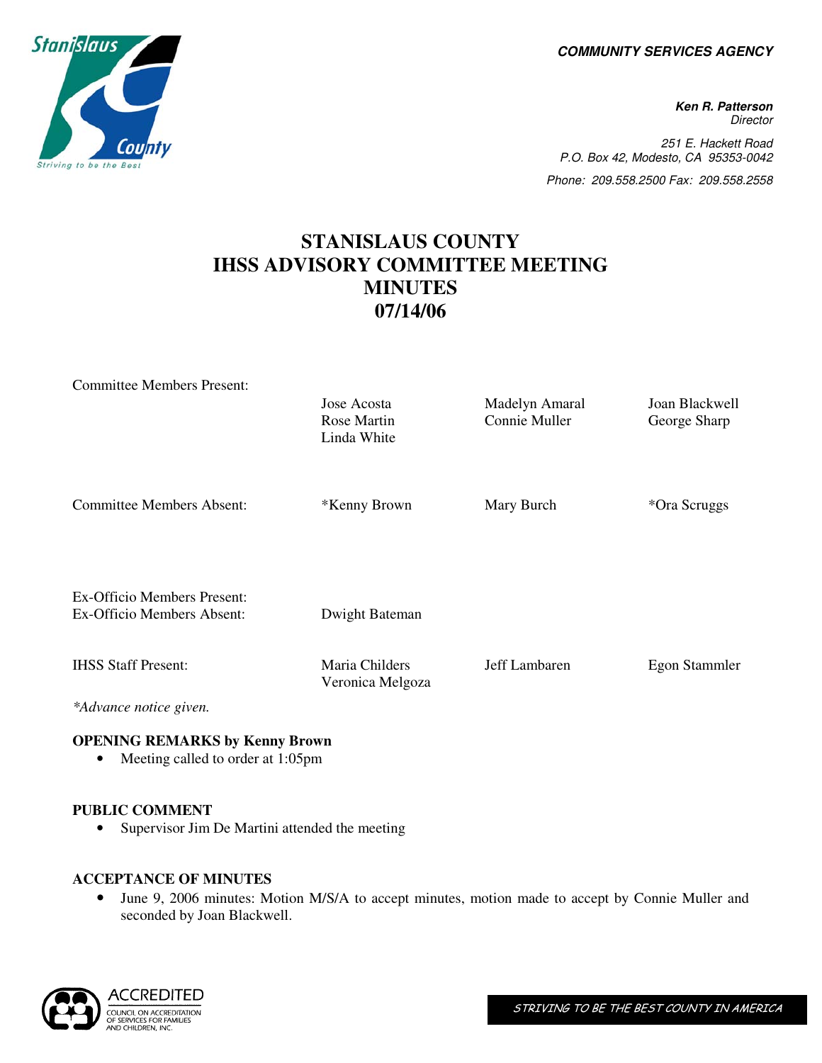**COMMUNITY SERVICES AGENCY**

**Ken R. Patterson**
*Director*

*251 E. Hackett Road*
*P.O. Box 42, Modesto, CA 95353-0042*
*Phone: 209.558.2500 Fax: 209.558.2558*

# STANISLAUS COUNTY
# IHSS ADVISORY COMMITTEE MEETING
# MINUTES
# 07/14/06

| | | | |
|---|---|---|---|
| Committee Members Present: | Jose Acosta<br>Rose Martin<br>Linda White | Madelyn Amaral<br>Connie Muller | Joan Blackwell<br>George Sharp |
| Committee Members Absent: | *Kenny Brown | Mary Burch | *Ora Scruggs |
| Ex-Officio Members Present: | | | |
| Ex-Officio Members Absent: | Dwight Bateman | | |
| IHSS Staff Present: | Maria Childers<br>Veronica Melgoza | Jeff Lambaren | Egon Stammler |

*\*Advance notice given.*

**OPENING REMARKS by Kenny Brown**

- Meeting called to order at 1:05pm

**PUBLIC COMMENT**

- Supervisor Jim De Martini attended the meeting

**ACCEPTANCE OF MINUTES**

- June 9, 2006 minutes: Motion M/S/A to accept minutes, motion made to accept by Connie Muller and seconded by Joan Blackwell.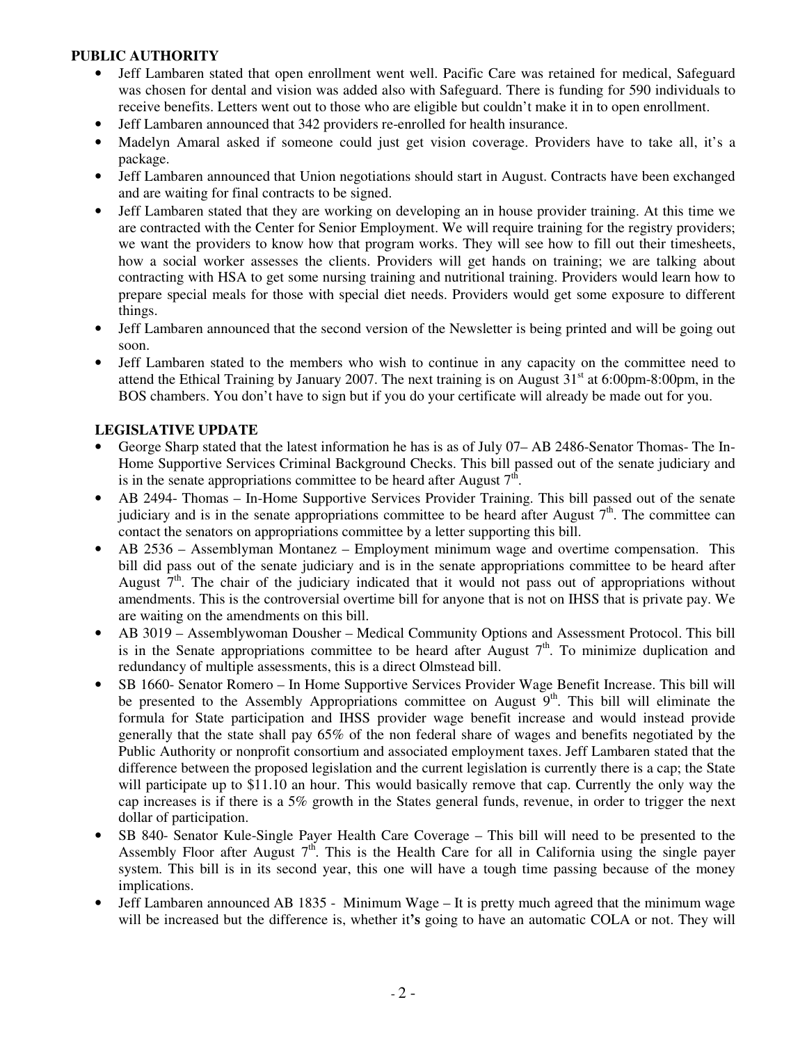**PUBLIC AUTHORITY**

- Jeff Lambaren stated that open enrollment went well. Pacific Care was retained for medical, Safeguard was chosen for dental and vision was added also with Safeguard. There is funding for 590 individuals to receive benefits. Letters went out to those who are eligible but couldn't make it in to open enrollment.
- Jeff Lambaren announced that 342 providers re-enrolled for health insurance.
- Madelyn Amaral asked if someone could just get vision coverage. Providers have to take all, it's a package.
- Jeff Lambaren announced that Union negotiations should start in August. Contracts have been exchanged and are waiting for final contracts to be signed.
- Jeff Lambaren stated that they are working on developing an in house provider training. At this time we are contracted with the Center for Senior Employment. We will require training for the registry providers; we want the providers to know how that program works. They will see how to fill out their timesheets, how a social worker assesses the clients. Providers will get hands on training; we are talking about contracting with HSA to get some nursing training and nutritional training. Providers would learn how to prepare special meals for those with special diet needs. Providers would get some exposure to different things.
- Jeff Lambaren announced that the second version of the Newsletter is being printed and will be going out soon.
- Jeff Lambaren stated to the members who wish to continue in any capacity on the committee need to attend the Ethical Training by January 2007. The next training is on August 31st at 6:00pm-8:00pm, in the BOS chambers. You don't have to sign but if you do your certificate will already be made out for you.

**LEGISLATIVE UPDATE**

- George Sharp stated that the latest information he has is as of July 07– AB 2486-Senator Thomas- The In-Home Supportive Services Criminal Background Checks. This bill passed out of the senate judiciary and is in the senate appropriations committee to be heard after August 7th.
- AB 2494- Thomas – In-Home Supportive Services Provider Training. This bill passed out of the senate judiciary and is in the senate appropriations committee to be heard after August 7th. The committee can contact the senators on appropriations committee by a letter supporting this bill.
- AB 2536 – Assemblyman Montanez – Employment minimum wage and overtime compensation. This bill did pass out of the senate judiciary and is in the senate appropriations committee to be heard after August 7th. The chair of the judiciary indicated that it would not pass out of appropriations without amendments. This is the controversial overtime bill for anyone that is not on IHSS that is private pay. We are waiting on the amendments on this bill.
- AB 3019 – Assemblywoman Dousher – Medical Community Options and Assessment Protocol. This bill is in the Senate appropriations committee to be heard after August 7th. To minimize duplication and redundancy of multiple assessments, this is a direct Olmstead bill.
- SB 1660- Senator Romero – In Home Supportive Services Provider Wage Benefit Increase. This bill will be presented to the Assembly Appropriations committee on August 9th. This bill will eliminate the formula for State participation and IHSS provider wage benefit increase and would instead provide generally that the state shall pay 65% of the non federal share of wages and benefits negotiated by the Public Authority or nonprofit consortium and associated employment taxes. Jeff Lambaren stated that the difference between the proposed legislation and the current legislation is currently there is a cap; the State will participate up to $11.10 an hour. This would basically remove that cap. Currently the only way the cap increases is if there is a 5% growth in the States general funds, revenue, in order to trigger the next dollar of participation.
- SB 840- Senator Kule-Single Payer Health Care Coverage – This bill will need to be presented to the Assembly Floor after August 7th. This is the Health Care for all in California using the single payer system. This bill is in its second year, this one will have a tough time passing because of the money implications.
- Jeff Lambaren announced AB 1835 - Minimum Wage – It is pretty much agreed that the minimum wage will be increased but the difference is, whether it**'s** going to have an automatic COLA or not. They will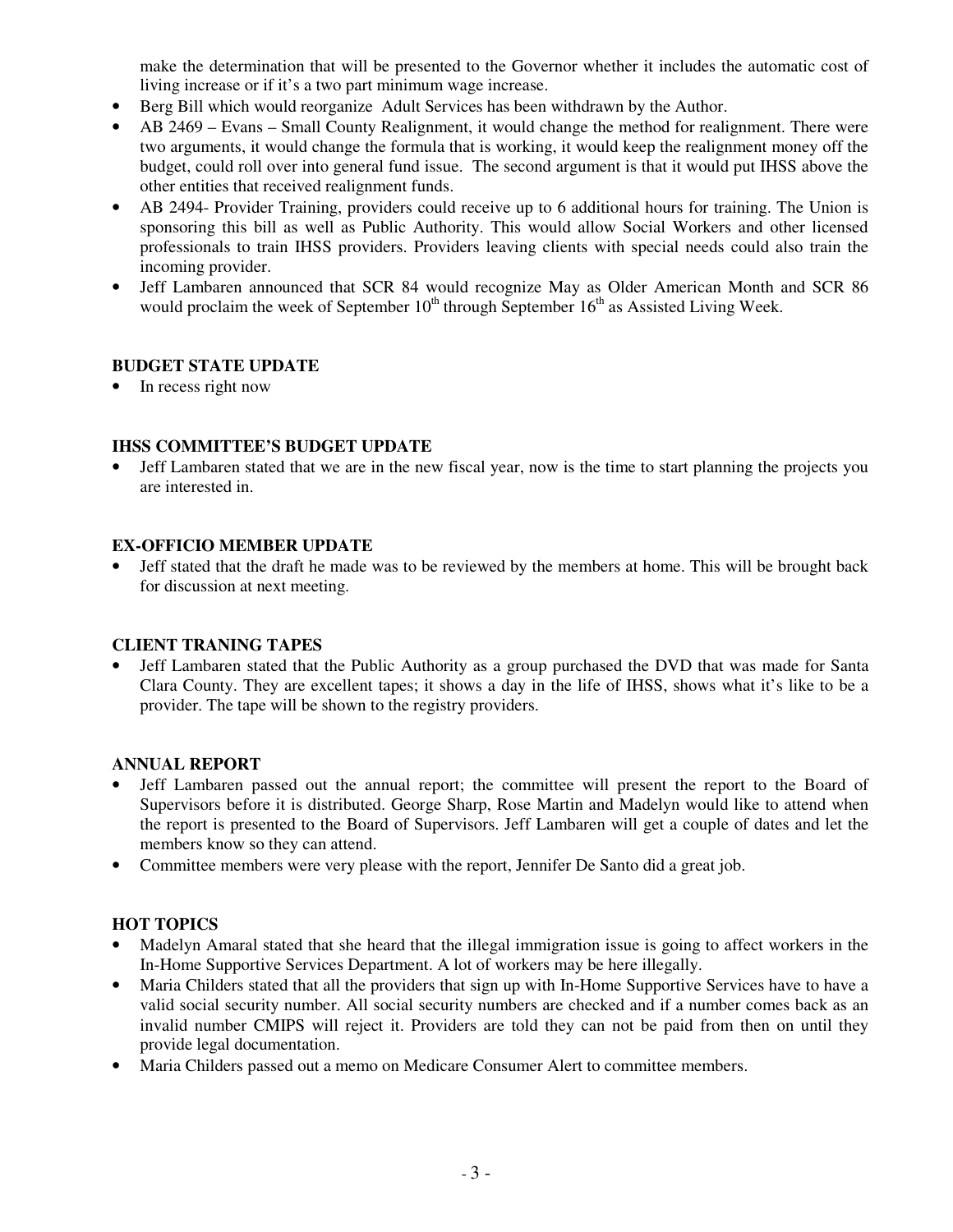make the determination that will be presented to the Governor whether it includes the automatic cost of living increase or if it's a two part minimum wage increase.

- Berg Bill which would reorganize Adult Services has been withdrawn by the Author.
- AB 2469 – Evans – Small County Realignment, it would change the method for realignment. There were two arguments, it would change the formula that is working, it would keep the realignment money off the budget, could roll over into general fund issue. The second argument is that it would put IHSS above the other entities that received realignment funds.
- AB 2494- Provider Training, providers could receive up to 6 additional hours for training. The Union is sponsoring this bill as well as Public Authority. This would allow Social Workers and other licensed professionals to train IHSS providers. Providers leaving clients with special needs could also train the incoming provider.
- Jeff Lambaren announced that SCR 84 would recognize May as Older American Month and SCR 86 would proclaim the week of September 10th through September 16th as Assisted Living Week.

**BUDGET STATE UPDATE**

- In recess right now

**IHSS COMMITTEE'S BUDGET UPDATE**

- Jeff Lambaren stated that we are in the new fiscal year, now is the time to start planning the projects you are interested in.

**EX-OFFICIO MEMBER UPDATE**

- Jeff stated that the draft he made was to be reviewed by the members at home. This will be brought back for discussion at next meeting.

**CLIENT TRANING TAPES**

- Jeff Lambaren stated that the Public Authority as a group purchased the DVD that was made for Santa Clara County. They are excellent tapes; it shows a day in the life of IHSS, shows what it's like to be a provider. The tape will be shown to the registry providers.

**ANNUAL REPORT**

- Jeff Lambaren passed out the annual report; the committee will present the report to the Board of Supervisors before it is distributed. George Sharp, Rose Martin and Madelyn would like to attend when the report is presented to the Board of Supervisors. Jeff Lambaren will get a couple of dates and let the members know so they can attend.
- Committee members were very please with the report, Jennifer De Santo did a great job.

**HOT TOPICS**

- Madelyn Amaral stated that she heard that the illegal immigration issue is going to affect workers in the In-Home Supportive Services Department. A lot of workers may be here illegally.
- Maria Childers stated that all the providers that sign up with In-Home Supportive Services have to have a valid social security number. All social security numbers are checked and if a number comes back as an invalid number CMIPS will reject it. Providers are told they can not be paid from then on until they provide legal documentation.
- Maria Childers passed out a memo on Medicare Consumer Alert to committee members.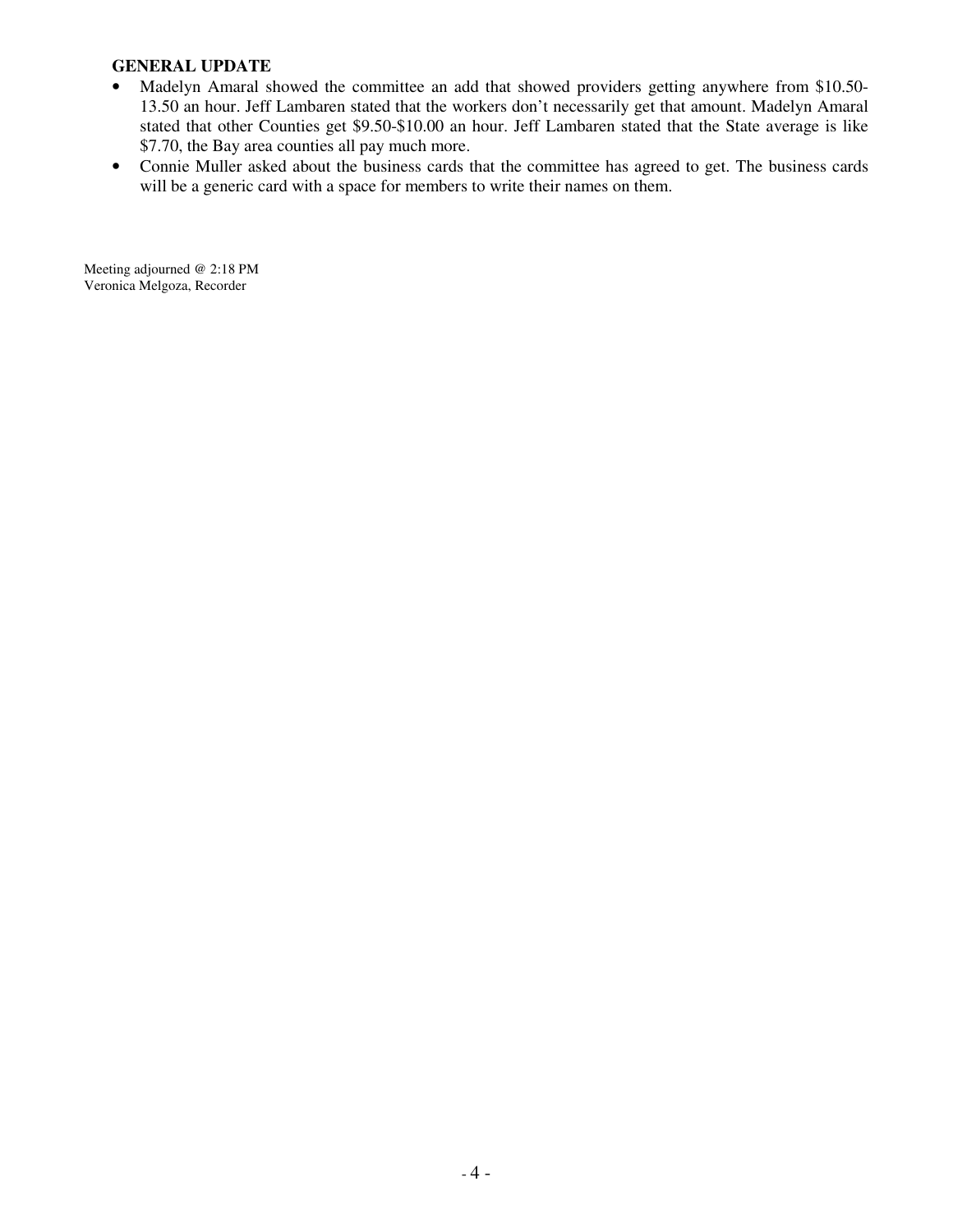**GENERAL UPDATE**

- Madelyn Amaral showed the committee an add that showed providers getting anywhere from $10.50-13.50 an hour. Jeff Lambaren stated that the workers don't necessarily get that amount. Madelyn Amaral stated that other Counties get $9.50-$10.00 an hour. Jeff Lambaren stated that the State average is like $7.70, the Bay area counties all pay much more.
- Connie Muller asked about the business cards that the committee has agreed to get. The business cards will be a generic card with a space for members to write their names on them.

Meeting adjourned @ 2:18 PM
Veronica Melgoza, Recorder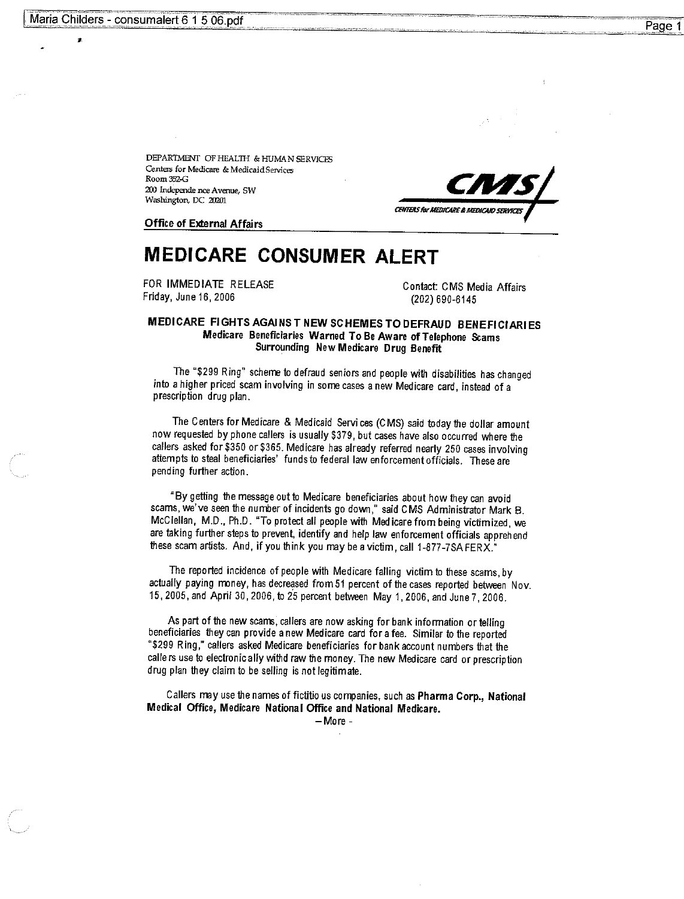DEPARTMENT OF HEALTH & HUMAN SERVICES
Centers for Medicare & Medicaid Services
Room 352-G
200 Independence Avenue, SW
Washington, DC 20201

CMS — CENTERS for MEDICARE & MEDICAID SERVICES

**Office of External Affairs**

# MEDICARE CONSUMER ALERT

FOR IMMEDIATE RELEASE
Friday, June 16, 2006

Contact: CMS Media Affairs
(202) 690-6145

**MEDICARE FIGHTS AGAINST NEW SCHEMES TO DEFRAUD BENEFICIARIES**
**Medicare Beneficiaries Warned To Be Aware of Telephone Scams Surrounding New Medicare Drug Benefit**

The "$299 Ring" scheme to defraud seniors and people with disabilities has changed into a higher priced scam involving in some cases a new Medicare card, instead of a prescription drug plan.

The Centers for Medicare & Medicaid Services (CMS) said today the dollar amount now requested by phone callers is usually $379, but cases have also occurred where the callers asked for $350 or $365. Medicare has already referred nearly 250 cases involving attempts to steal beneficiaries' funds to federal law enforcement officials. These are pending further action.

"By getting the message out to Medicare beneficiaries about how they can avoid scams, we've seen the number of incidents go down," said CMS Administrator Mark B. McClellan, M.D., Ph.D. "To protect all people with Medicare from being victimized, we are taking further steps to prevent, identify and help law enforcement officials apprehend these scam artists. And, if you think you may be a victim, call 1-877-7SAFERX."

The reported incidence of people with Medicare falling victim to these scams, by actually paying money, has decreased from 51 percent of the cases reported between Nov. 15, 2005, and April 30, 2006, to 25 percent between May 1, 2006, and June 7, 2006.

As part of the new scams, callers are now asking for bank information or telling beneficiaries they can provide a new Medicare card for a fee. Similar to the reported "$299 Ring," callers asked Medicare beneficiaries for bank account numbers that the callers use to electronically withdraw the money. The new Medicare card or prescription drug plan they claim to be selling is not legitimate.

Callers may use the names of fictitious companies, such as **Pharma Corp., National Medical Office, Medicare National Office and National Medicare.**

– More -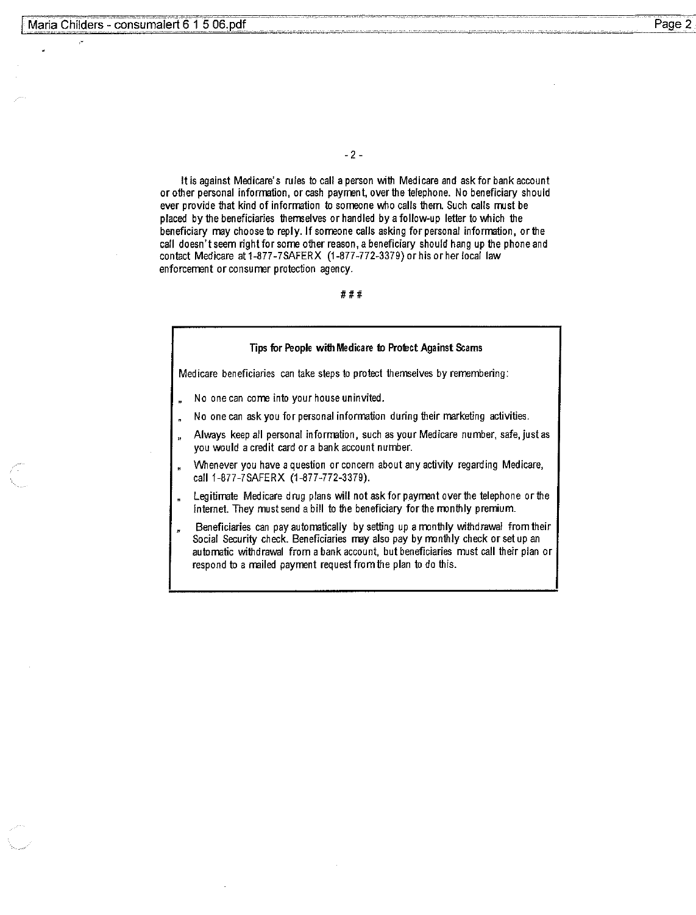It is against Medicare's rules to call a person with Medicare and ask for bank account or other personal information, or cash payment, over the telephone. No beneficiary should ever provide that kind of information to someone who calls them. Such calls must be placed by the beneficiaries themselves or handled by a follow-up letter to which the beneficiary may choose to reply. If someone calls asking for personal information, or the call doesn't seem right for some other reason, a beneficiary should hang up the phone and contact Medicare at 1-877-7SAFERX (1-877-772-3379) or his or her local law enforcement or consumer protection agency.

###

**Tips for People with Medicare to Protect Against Scams**

Medicare beneficiaries can take steps to protect themselves by remembering:

- No one can come into your house uninvited.
- No one can ask you for personal information during their marketing activities.
- Always keep all personal information, such as your Medicare number, safe, just as you would a credit card or a bank account number.
- Whenever you have a question or concern about any activity regarding Medicare, call 1-877-7SAFERX (1-877-772-3379).
- Legitimate Medicare drug plans will not ask for payment over the telephone or the Internet. They must send a bill to the beneficiary for the monthly premium.
- Beneficiaries can pay automatically by setting up a monthly withdrawal from their Social Security check. Beneficiaries may also pay by monthly check or set up an automatic withdrawal from a bank account, but beneficiaries must call their plan or respond to a mailed payment request from the plan to do this.